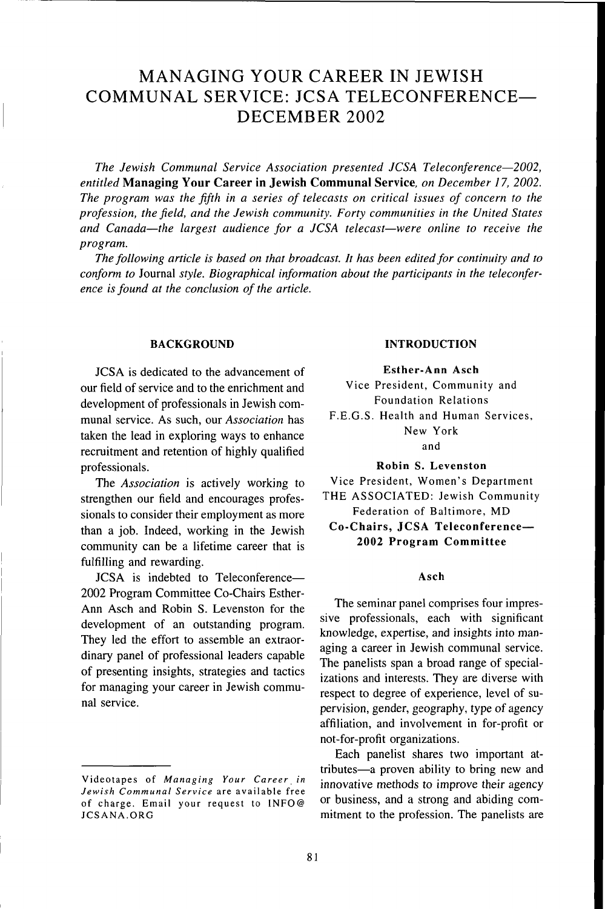# MANAGING YOUR CAREER IN JEWISH COMMUNAL SERVICE: JCSA TELECONFERENCE—DECEMBER 2002

*The Jewish Communal Service Association presented JCSA Teleconference—2002, entitled* **Managing Your Career in Jewish Communal Service***, on December 17, 2002. The program was the fifth in a series of telecasts on critical issues of concern to the profession, the field, and the Jewish community. Forty communities in the United States and Canada—the largest audience for a JCSA telecast—were online to receive the program.*

*The following article is based on that broadcast. It has been edited for continuity and to conform to* Journal *style. Biographical information about the participants in the teleconference is found at the conclusion of the article.*

## BACKGROUND

JCSA is dedicated to the advancement of our field of service and to the enrichment and development of professionals in Jewish communal service. As such, our *Association* has taken the lead in exploring ways to enhance recruitment and retention of highly qualified professionals.

The *Association* is actively working to strengthen our field and encourages professionals to consider their employment as more than a job. Indeed, working in the Jewish community can be a lifetime career that is fulfilling and rewarding.

JCSA is indebted to Teleconference—2002 Program Committee Co-Chairs Esther-Ann Asch and Robin S. Levenston for the development of an outstanding program. They led the effort to assemble an extraordinary panel of professional leaders capable of presenting insights, strategies and tactics for managing your career in Jewish communal service.

Videotapes of *Managing Your Career in Jewish Communal Service* are available free of charge. Email your request to INFO@JCSANA.ORG

## INTRODUCTION

**Esther-Ann Asch**
Vice President, Community and Foundation Relations
F.E.G.S. Health and Human Services, New York
and

**Robin S. Levenston**
Vice President, Women's Department
THE ASSOCIATED: Jewish Community Federation of Baltimore, MD
**Co-Chairs, JCSA Teleconference—2002 Program Committee**

### Asch

The seminar panel comprises four impressive professionals, each with significant knowledge, expertise, and insights into managing a career in Jewish communal service. The panelists span a broad range of specializations and interests. They are diverse with respect to degree of experience, level of supervision, gender, geography, type of agency affiliation, and involvement in for-profit or not-for-profit organizations.

Each panelist shares two important attributes—a proven ability to bring new and innovative methods to improve their agency or business, and a strong and abiding commitment to the profession. The panelists are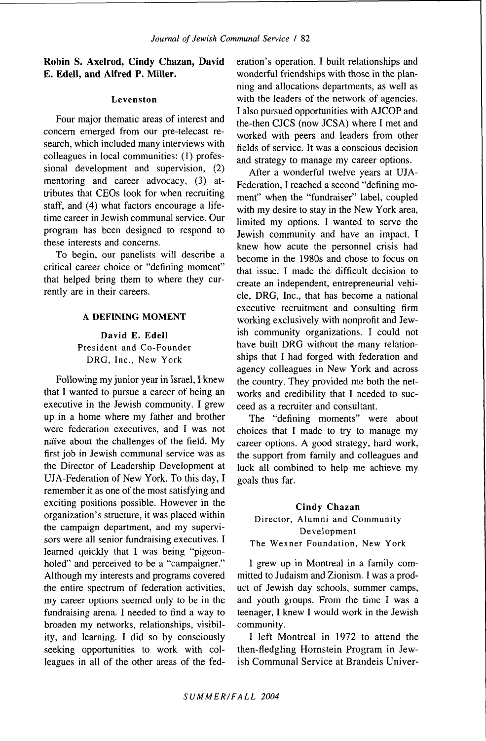**Robin S. Axelrod, Cindy Chazan, David E. Edell, and Alfred P. Miller.**

#### Levenston

Four major thematic areas of interest and concern emerged from our pre-telecast research, which included many interviews with colleagues in local communities: (1) professional development and supervision, (2) mentoring and career advocacy, (3) attributes that CEOs look for when recruiting staff, and (4) what factors encourage a lifetime career in Jewish communal service. Our program has been designed to respond to these interests and concerns.

To begin, our panelists will describe a critical career choice or "defining moment" that helped bring them to where they currently are in their careers.

## A DEFINING MOMENT

### David E. Edell
President and Co-Founder
DRG, Inc., New York

Following my junior year in Israel, I knew that I wanted to pursue a career of being an executive in the Jewish community. I grew up in a home where my father and brother were federation executives, and I was not naïve about the challenges of the field. My first job in Jewish communal service was as the Director of Leadership Development at UJA-Federation of New York. To this day, I remember it as one of the most satisfying and exciting positions possible. However in the organization's structure, it was placed within the campaign department, and my supervisors were all senior fundraising executives. I learned quickly that I was being "pigeon-holed" and perceived to be a "campaigner." Although my interests and programs covered the entire spectrum of federation activities, my career options seemed only to be in the fundraising arena. I needed to find a way to broaden my networks, relationships, visibility, and learning. I did so by consciously seeking opportunities to work with colleagues in all of the other areas of the federation's operation. I built relationships and wonderful friendships with those in the planning and allocations departments, as well as with the leaders of the network of agencies. I also pursued opportunities with AJCOP and the-then CJCS (now JCSA) where I met and worked with peers and leaders from other fields of service. It was a conscious decision and strategy to manage my career options.

After a wonderful twelve years at UJA-Federation, I reached a second "defining moment" when the "fundraiser" label, coupled with my desire to stay in the New York area, limited my options. I wanted to serve the Jewish community and have an impact. I knew how acute the personnel crisis had become in the 1980s and chose to focus on that issue. I made the difficult decision to create an independent, entrepreneurial vehicle, DRG, Inc., that has become a national executive recruitment and consulting firm working exclusively with nonprofit and Jewish community organizations. I could not have built DRG without the many relationships that I had forged with federation and agency colleagues in New York and across the country. They provided me both the networks and credibility that I needed to succeed as a recruiter and consultant.

The "defining moments" were about choices that I made to try to manage my career options. A good strategy, hard work, the support from family and colleagues and luck all combined to help me achieve my goals thus far.

### Cindy Chazan
Director, Alumni and Community Development
The Wexner Foundation, New York

I grew up in Montreal in a family committed to Judaism and Zionism. I was a product of Jewish day schools, summer camps, and youth groups. From the time I was a teenager, I knew I would work in the Jewish community.

I left Montreal in 1972 to attend the then-fledgling Hornstein Program in Jewish Communal Service at Brandeis Univer-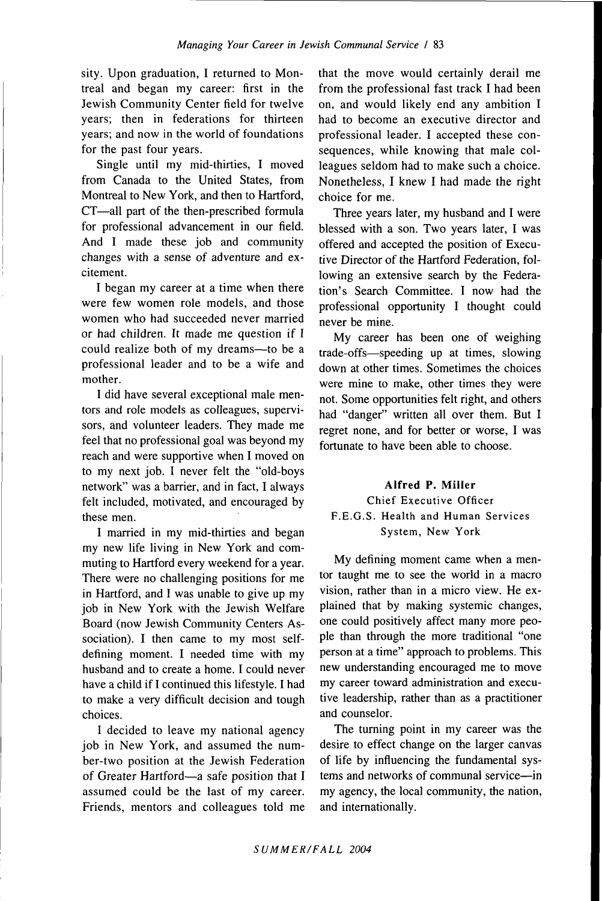sity. Upon graduation, I returned to Montreal and began my career: first in the Jewish Community Center field for twelve years; then in federations for thirteen years; and now in the world of foundations for the past four years.

Single until my mid-thirties, I moved from Canada to the United States, from Montreal to New York, and then to Hartford, CT—all part of the then-prescribed formula for professional advancement in our field. And I made these job and community changes with a sense of adventure and excitement.

I began my career at a time when there were few women role models, and those women who had succeeded never married or had children. It made me question if I could realize both of my dreams—to be a professional leader and to be a wife and mother.

I did have several exceptional male mentors and role models as colleagues, supervisors, and volunteer leaders. They made me feel that no professional goal was beyond my reach and were supportive when I moved on to my next job. I never felt the "old-boys network" was a barrier, and in fact, I always felt included, motivated, and encouraged by these men.

I married in my mid-thirties and began my new life living in New York and commuting to Hartford every weekend for a year. There were no challenging positions for me in Hartford, and I was unable to give up my job in New York with the Jewish Welfare Board (now Jewish Community Centers Association). I then came to my most self-defining moment. I needed time with my husband and to create a home. I could never have a child if I continued this lifestyle. I had to make a very difficult decision and tough choices.

I decided to leave my national agency job in New York, and assumed the number-two position at the Jewish Federation of Greater Hartford—a safe position that I assumed could be the last of my career. Friends, mentors and colleagues told me that the move would certainly derail me from the professional fast track I had been on, and would likely end any ambition I had to become an executive director and professional leader. I accepted these consequences, while knowing that male colleagues seldom had to make such a choice. Nonetheless, I knew I had made the right choice for me.

Three years later, my husband and I were blessed with a son. Two years later, I was offered and accepted the position of Executive Director of the Hartford Federation, following an extensive search by the Federation's Search Committee. I now had the professional opportunity I thought could never be mine.

My career has been one of weighing trade-offs—speeding up at times, slowing down at other times. Sometimes the choices were mine to make, other times they were not. Some opportunities felt right, and others had "danger" written all over them. But I regret none, and for better or worse, I was fortunate to have been able to choose.

**Alfred P. Miller**
Chief Executive Officer
F.E.G.S. Health and Human Services System, New York

My defining moment came when a mentor taught me to see the world in a macro vision, rather than in a micro view. He explained that by making systemic changes, one could positively affect many more people than through the more traditional "one person at a time" approach to problems. This new understanding encouraged me to move my career toward administration and executive leadership, rather than as a practitioner and counselor.

The turning point in my career was the desire to effect change on the larger canvas of life by influencing the fundamental systems and networks of communal service—in my agency, the local community, the nation, and internationally.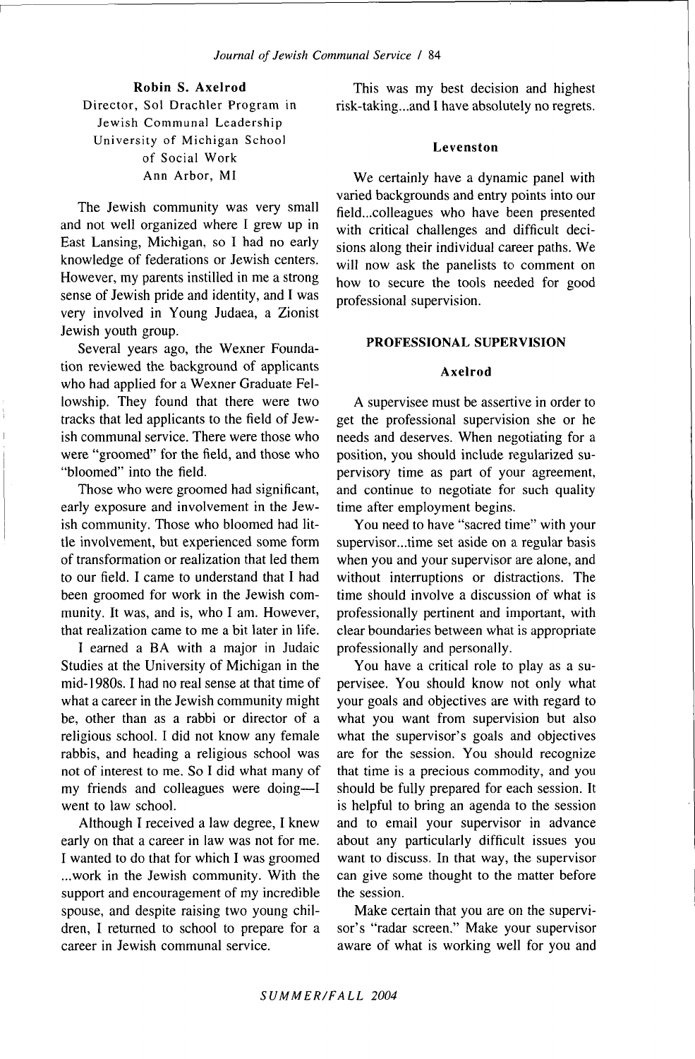**Robin S. Axelrod**
Director, Sol Drachler Program in Jewish Communal Leadership
University of Michigan School of Social Work
Ann Arbor, MI

The Jewish community was very small and not well organized where I grew up in East Lansing, Michigan, so I had no early knowledge of federations or Jewish centers. However, my parents instilled in me a strong sense of Jewish pride and identity, and I was very involved in Young Judaea, a Zionist Jewish youth group.

Several years ago, the Wexner Foundation reviewed the background of applicants who had applied for a Wexner Graduate Fellowship. They found that there were two tracks that led applicants to the field of Jewish communal service. There were those who were "groomed" for the field, and those who "bloomed" into the field.

Those who were groomed had significant, early exposure and involvement in the Jewish community. Those who bloomed had little involvement, but experienced some form of transformation or realization that led them to our field. I came to understand that I had been groomed for work in the Jewish community. It was, and is, who I am. However, that realization came to me a bit later in life.

I earned a BA with a major in Judaic Studies at the University of Michigan in the mid-1980s. I had no real sense at that time of what a career in the Jewish community might be, other than as a rabbi or director of a religious school. I did not know any female rabbis, and heading a religious school was not of interest to me. So I did what many of my friends and colleagues were doing—I went to law school.

Although I received a law degree, I knew early on that a career in law was not for me. I wanted to do that for which I was groomed ...work in the Jewish community. With the support and encouragement of my incredible spouse, and despite raising two young children, I returned to school to prepare for a career in Jewish communal service.

This was my best decision and highest risk-taking...and I have absolutely no regrets.

**Levenston**

We certainly have a dynamic panel with varied backgrounds and entry points into our field...colleagues who have been presented with critical challenges and difficult decisions along their individual career paths. We will now ask the panelists to comment on how to secure the tools needed for good professional supervision.

## PROFESSIONAL SUPERVISION

**Axelrod**

A supervisee must be assertive in order to get the professional supervision she or he needs and deserves. When negotiating for a position, you should include regularized supervisory time as part of your agreement, and continue to negotiate for such quality time after employment begins.

You need to have "sacred time" with your supervisor...time set aside on a regular basis when you and your supervisor are alone, and without interruptions or distractions. The time should involve a discussion of what is professionally pertinent and important, with clear boundaries between what is appropriate professionally and personally.

You have a critical role to play as a supervisee. You should know not only what your goals and objectives are with regard to what you want from supervision but also what the supervisor's goals and objectives are for the session. You should recognize that time is a precious commodity, and you should be fully prepared for each session. It is helpful to bring an agenda to the session and to email your supervisor in advance about any particularly difficult issues you want to discuss. In that way, the supervisor can give some thought to the matter before the session.

Make certain that you are on the supervisor's "radar screen." Make your supervisor aware of what is working well for you and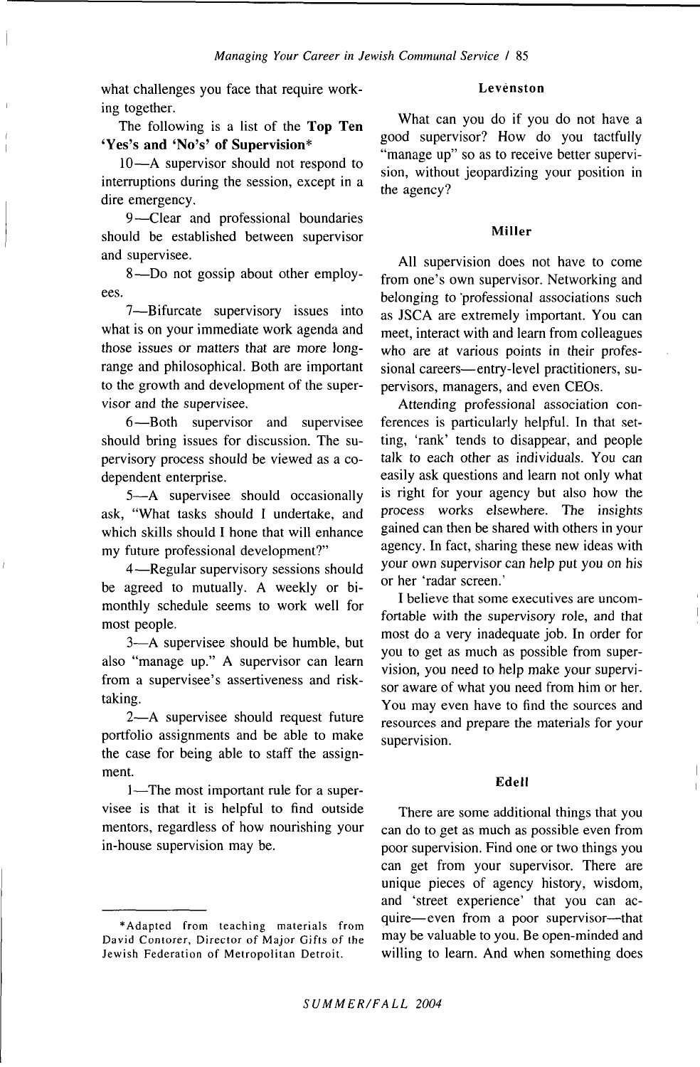what challenges you face that require working together.

The following is a list of the **Top Ten 'Yes's and 'No's' of Supervision***

10—A supervisor should not respond to interruptions during the session, except in a dire emergency.

9—Clear and professional boundaries should be established between supervisor and supervisee.

8—Do not gossip about other employees.

7—Bifurcate supervisory issues into what is on your immediate work agenda and those issues or matters that are more long-range and philosophical. Both are important to the growth and development of the supervisor and the supervisee.

6—Both supervisor and supervisee should bring issues for discussion. The supervisory process should be viewed as a co-dependent enterprise.

5—A supervisee should occasionally ask, "What tasks should I undertake, and which skills should I hone that will enhance my future professional development?"

4—Regular supervisory sessions should be agreed to mutually. A weekly or bimonthly schedule seems to work well for most people.

3—A supervisee should be humble, but also "manage up." A supervisor can learn from a supervisee's assertiveness and risk-taking.

2—A supervisee should request future portfolio assignments and be able to make the case for being able to staff the assignment.

1—The most important rule for a supervisee is that it is helpful to find outside mentors, regardless of how nourishing your in-house supervision may be.

*Adapted from teaching materials from David Contorer, Director of Major Gifts of the Jewish Federation of Metropolitan Detroit.

#### Levènston

What can you do if you do not have a good supervisor? How do you tactfully "manage up" so as to receive better supervision, without jeopardizing your position in the agency?

#### Miller

All supervision does not have to come from one's own supervisor. Networking and belonging to professional associations such as JSCA are extremely important. You can meet, interact with and learn from colleagues who are at various points in their professional careers—entry-level practitioners, supervisors, managers, and even CEOs.

Attending professional association conferences is particularly helpful. In that setting, 'rank' tends to disappear, and people talk to each other as individuals. You can easily ask questions and learn not only what is right for your agency but also how the process works elsewhere. The insights gained can then be shared with others in your agency. In fact, sharing these new ideas with your own supervisor can help put you on his or her 'radar screen.'

I believe that some executives are uncomfortable with the supervisory role, and that most do a very inadequate job. In order for you to get as much as possible from supervision, you need to help make your supervisor aware of what you need from him or her. You may even have to find the sources and resources and prepare the materials for your supervision.

#### Edell

There are some additional things that you can do to get as much as possible even from poor supervision. Find one or two things you can get from your supervisor. There are unique pieces of agency history, wisdom, and 'street experience' that you can acquire—even from a poor supervisor—that may be valuable to you. Be open-minded and willing to learn. And when something does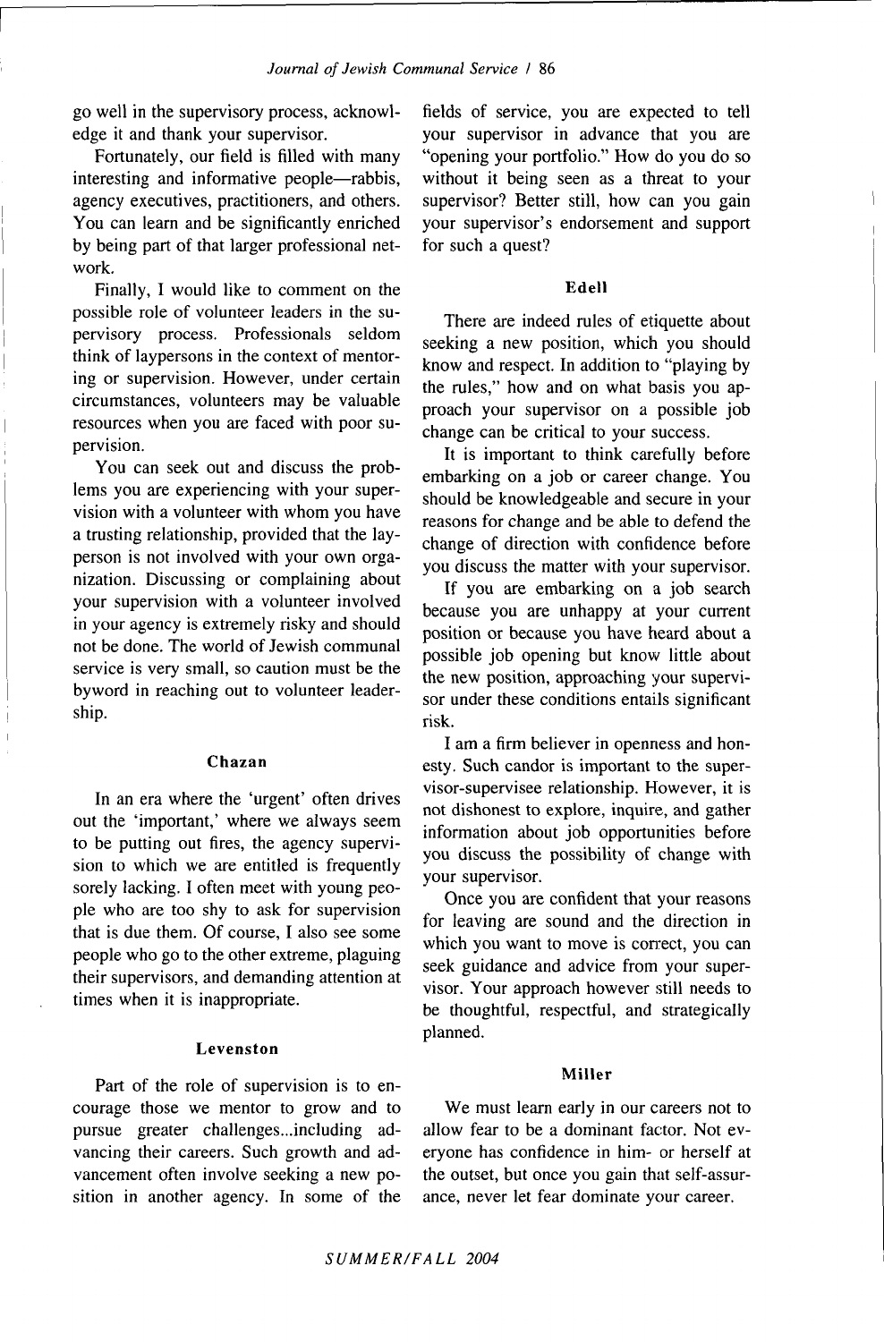go well in the supervisory process, acknowledge it and thank your supervisor.

Fortunately, our field is filled with many interesting and informative people—rabbis, agency executives, practitioners, and others. You can learn and be significantly enriched by being part of that larger professional network.

Finally, I would like to comment on the possible role of volunteer leaders in the supervisory process. Professionals seldom think of laypersons in the context of mentoring or supervision. However, under certain circumstances, volunteers may be valuable resources when you are faced with poor supervision.

You can seek out and discuss the problems you are experiencing with your supervision with a volunteer with whom you have a trusting relationship, provided that the layperson is not involved with your own organization. Discussing or complaining about your supervision with a volunteer involved in your agency is extremely risky and should not be done. The world of Jewish communal service is very small, so caution must be the byword in reaching out to volunteer leadership.

### Chazan

In an era where the 'urgent' often drives out the 'important,' where we always seem to be putting out fires, the agency supervision to which we are entitled is frequently sorely lacking. I often meet with young people who are too shy to ask for supervision that is due them. Of course, I also see some people who go to the other extreme, plaguing their supervisors, and demanding attention at times when it is inappropriate.

### Levenston

Part of the role of supervision is to encourage those we mentor to grow and to pursue greater challenges...including advancing their careers. Such growth and advancement often involve seeking a new position in another agency. In some of the fields of service, you are expected to tell your supervisor in advance that you are "opening your portfolio." How do you do so without it being seen as a threat to your supervisor? Better still, how can you gain your supervisor's endorsement and support for such a quest?

### Edell

There are indeed rules of etiquette about seeking a new position, which you should know and respect. In addition to "playing by the rules," how and on what basis you approach your supervisor on a possible job change can be critical to your success.

It is important to think carefully before embarking on a job or career change. You should be knowledgeable and secure in your reasons for change and be able to defend the change of direction with confidence before you discuss the matter with your supervisor.

If you are embarking on a job search because you are unhappy at your current position or because you have heard about a possible job opening but know little about the new position, approaching your supervisor under these conditions entails significant risk.

I am a firm believer in openness and honesty. Such candor is important to the supervisor-supervisee relationship. However, it is not dishonest to explore, inquire, and gather information about job opportunities before you discuss the possibility of change with your supervisor.

Once you are confident that your reasons for leaving are sound and the direction in which you want to move is correct, you can seek guidance and advice from your supervisor. Your approach however still needs to be thoughtful, respectful, and strategically planned.

### Miller

We must learn early in our careers not to allow fear to be a dominant factor. Not everyone has confidence in him- or herself at the outset, but once you gain that self-assurance, never let fear dominate your career.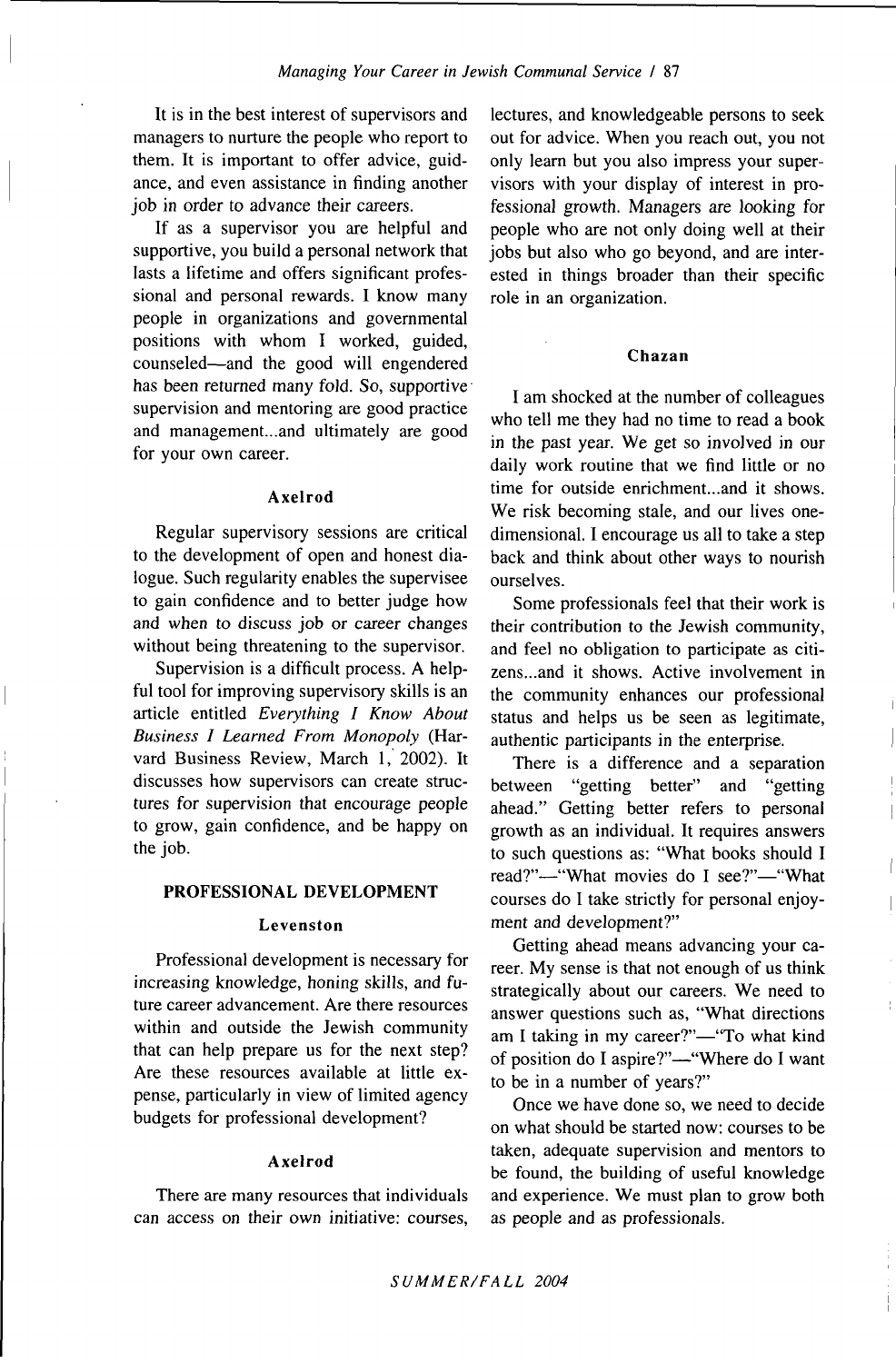It is in the best interest of supervisors and managers to nurture the people who report to them. It is important to offer advice, guidance, and even assistance in finding another job in order to advance their careers.

If as a supervisor you are helpful and supportive, you build a personal network that lasts a lifetime and offers significant professional and personal rewards. I know many people in organizations and governmental positions with whom I worked, guided, counseled—and the good will engendered has been returned many fold. So, supportive supervision and mentoring are good practice and management...and ultimately are good for your own career.

#### Axelrod

Regular supervisory sessions are critical to the development of open and honest dialogue. Such regularity enables the supervisee to gain confidence and to better judge how and when to discuss job or career changes without being threatening to the supervisor.

Supervision is a difficult process. A helpful tool for improving supervisory skills is an article entitled *Everything I Know About Business I Learned From Monopoly* (Harvard Business Review, March 1, 2002). It discusses how supervisors can create structures for supervision that encourage people to grow, gain confidence, and be happy on the job.

### PROFESSIONAL DEVELOPMENT

#### Levenston

Professional development is necessary for increasing knowledge, honing skills, and future career advancement. Are there resources within and outside the Jewish community that can help prepare us for the next step? Are these resources available at little expense, particularly in view of limited agency budgets for professional development?

#### Axelrod

There are many resources that individuals can access on their own initiative: courses, lectures, and knowledgeable persons to seek out for advice. When you reach out, you not only learn but you also impress your supervisors with your display of interest in professional growth. Managers are looking for people who are not only doing well at their jobs but also who go beyond, and are interested in things broader than their specific role in an organization.

#### Chazan

I am shocked at the number of colleagues who tell me they had no time to read a book in the past year. We get so involved in our daily work routine that we find little or no time for outside enrichment...and it shows. We risk becoming stale, and our lives one-dimensional. I encourage us all to take a step back and think about other ways to nourish ourselves.

Some professionals feel that their work is their contribution to the Jewish community, and feel no obligation to participate as citizens...and it shows. Active involvement in the community enhances our professional status and helps us be seen as legitimate, authentic participants in the enterprise.

There is a difference and a separation between "getting better" and "getting ahead." Getting better refers to personal growth as an individual. It requires answers to such questions as: "What books should I read?"—"What movies do I see?"—"What courses do I take strictly for personal enjoyment and development?"

Getting ahead means advancing your career. My sense is that not enough of us think strategically about our careers. We need to answer questions such as, "What directions am I taking in my career?"—"To what kind of position do I aspire?"—"Where do I want to be in a number of years?"

Once we have done so, we need to decide on what should be started now: courses to be taken, adequate supervision and mentors to be found, the building of useful knowledge and experience. We must plan to grow both as people and as professionals.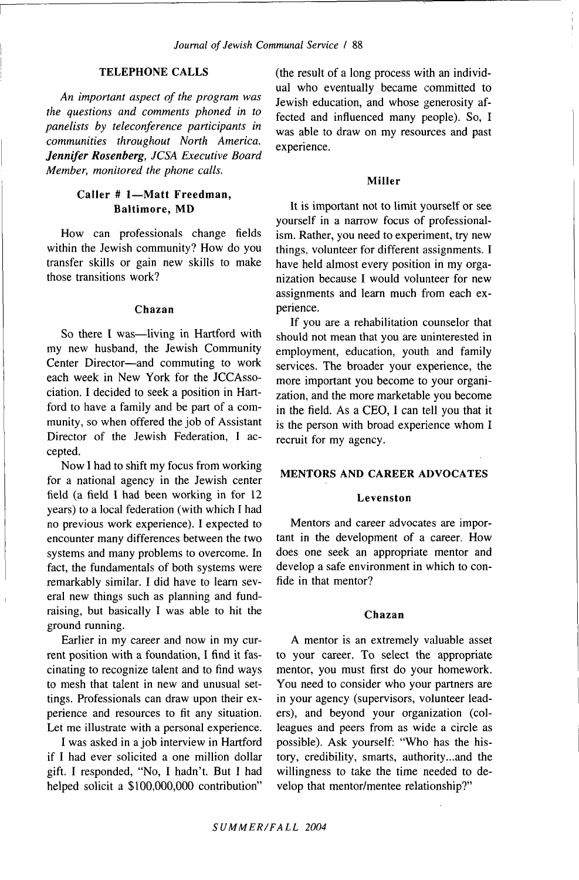## TELEPHONE CALLS

*An important aspect of the program was the questions and comments phoned in to panelists by teleconference participants in communities throughout North America.* ***Jennifer Rosenberg****, JCSA Executive Board Member, monitored the phone calls.*

### Caller # 1—Matt Freedman, Baltimore, MD

How can professionals change fields within the Jewish community? How do you transfer skills or gain new skills to make those transitions work?

### Chazan

So there I was—living in Hartford with my new husband, the Jewish Community Center Director—and commuting to work each week in New York for the JCCAssociation. I decided to seek a position in Hartford to have a family and be part of a community, so when offered the job of Assistant Director of the Jewish Federation, I accepted.

Now I had to shift my focus from working for a national agency in the Jewish center field (a field I had been working in for 12 years) to a local federation (with which I had no previous work experience). I expected to encounter many differences between the two systems and many problems to overcome. In fact, the fundamentals of both systems were remarkably similar. I did have to learn several new things such as planning and fundraising, but basically I was able to hit the ground running.

Earlier in my career and now in my current position with a foundation, I find it fascinating to recognize talent and to find ways to mesh that talent in new and unusual settings. Professionals can draw upon their experience and resources to fit any situation. Let me illustrate with a personal experience.

I was asked in a job interview in Hartford if I had ever solicited a one million dollar gift. I responded, "No, I hadn't. But I had helped solicit a $100,000,000 contribution" (the result of a long process with an individual who eventually became committed to Jewish education, and whose generosity affected and influenced many people). So, I was able to draw on my resources and past experience.

### Miller

It is important not to limit yourself or see yourself in a narrow focus of professionalism. Rather, you need to experiment, try new things, volunteer for different assignments. I have held almost every position in my organization because I would volunteer for new assignments and learn much from each experience.

If you are a rehabilitation counselor that should not mean that you are uninterested in employment, education, youth and family services. The broader your experience, the more important you become to your organization, and the more marketable you become in the field. As a CEO, I can tell you that it is the person with broad experience whom I recruit for my agency.

## MENTORS AND CAREER ADVOCATES

### Levenston

Mentors and career advocates are important in the development of a career. How does one seek an appropriate mentor and develop a safe environment in which to confide in that mentor?

### Chazan

A mentor is an extremely valuable asset to your career. To select the appropriate mentor, you must first do your homework. You need to consider who your partners are in your agency (supervisors, volunteer leaders), and beyond your organization (colleagues and peers from as wide a circle as possible). Ask yourself: "Who has the history, credibility, smarts, authority...and the willingness to take the time needed to develop that mentor/mentee relationship?"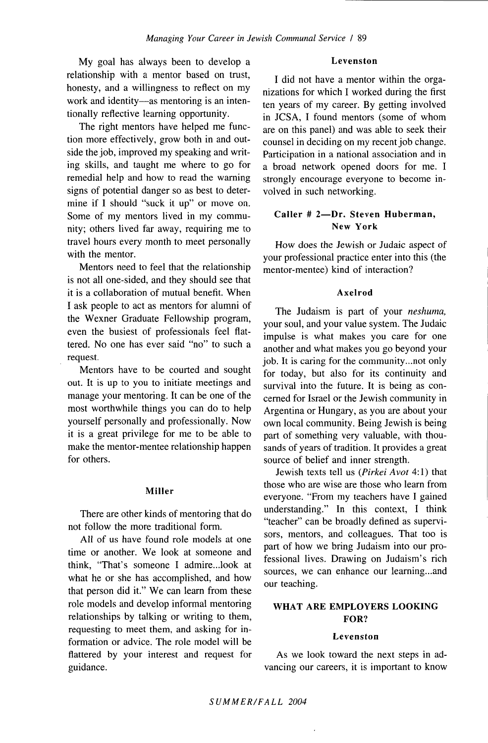My goal has always been to develop a relationship with a mentor based on trust, honesty, and a willingness to reflect on my work and identity—as mentoring is an intentionally reflective learning opportunity.

The right mentors have helped me function more effectively, grow both in and outside the job, improved my speaking and writing skills, and taught me where to go for remedial help and how to read the warning signs of potential danger so as best to determine if I should "suck it up" or move on. Some of my mentors lived in my community; others lived far away, requiring me to travel hours every month to meet personally with the mentor.

Mentors need to feel that the relationship is not all one-sided, and they should see that it is a collaboration of mutual benefit. When I ask people to act as mentors for alumni of the Wexner Graduate Fellowship program, even the busiest of professionals feel flattered. No one has ever said "no" to such a request.

Mentors have to be courted and sought out. It is up to you to initiate meetings and manage your mentoring. It can be one of the most worthwhile things you can do to help yourself personally and professionally. Now it is a great privilege for me to be able to make the mentor-mentee relationship happen for others.

**Miller**

There are other kinds of mentoring that do not follow the more traditional form.

All of us have found role models at one time or another. We look at someone and think, "That's someone I admire...look at what he or she has accomplished, and how that person did it." We can learn from these role models and develop informal mentoring relationships by talking or writing to them, requesting to meet them, and asking for information or advice. The role model will be flattered by your interest and request for guidance.

**Levenston**

I did not have a mentor within the organizations for which I worked during the first ten years of my career. By getting involved in JCSA, I found mentors (some of whom are on this panel) and was able to seek their counsel in deciding on my recent job change. Participation in a national association and in a broad network opened doors for me. I strongly encourage everyone to become involved in such networking.

**Caller # 2—Dr. Steven Huberman, New York**

How does the Jewish or Judaic aspect of your professional practice enter into this (the mentor-mentee) kind of interaction?

**Axelrod**

The Judaism is part of your *neshuma,* your soul, and your value system. The Judaic impulse is what makes you care for one another and what makes you go beyond your job. It is caring for the community...not only for today, but also for its continuity and survival into the future. It is being as concerned for Israel or the Jewish community in Argentina or Hungary, as you are about your own local community. Being Jewish is being part of something very valuable, with thousands of years of tradition. It provides a great source of belief and inner strength.

Jewish texts tell us (*Pirkei Avot* 4:1) that those who are wise are those who learn from everyone. "From my teachers have I gained understanding." In this context, I think "teacher" can be broadly defined as supervisors, mentors, and colleagues. That too is part of how we bring Judaism into our professional lives. Drawing on Judaism's rich sources, we can enhance our learning...and our teaching.

## WHAT ARE EMPLOYERS LOOKING FOR?

**Levenston**

As we look toward the next steps in advancing our careers, it is important to know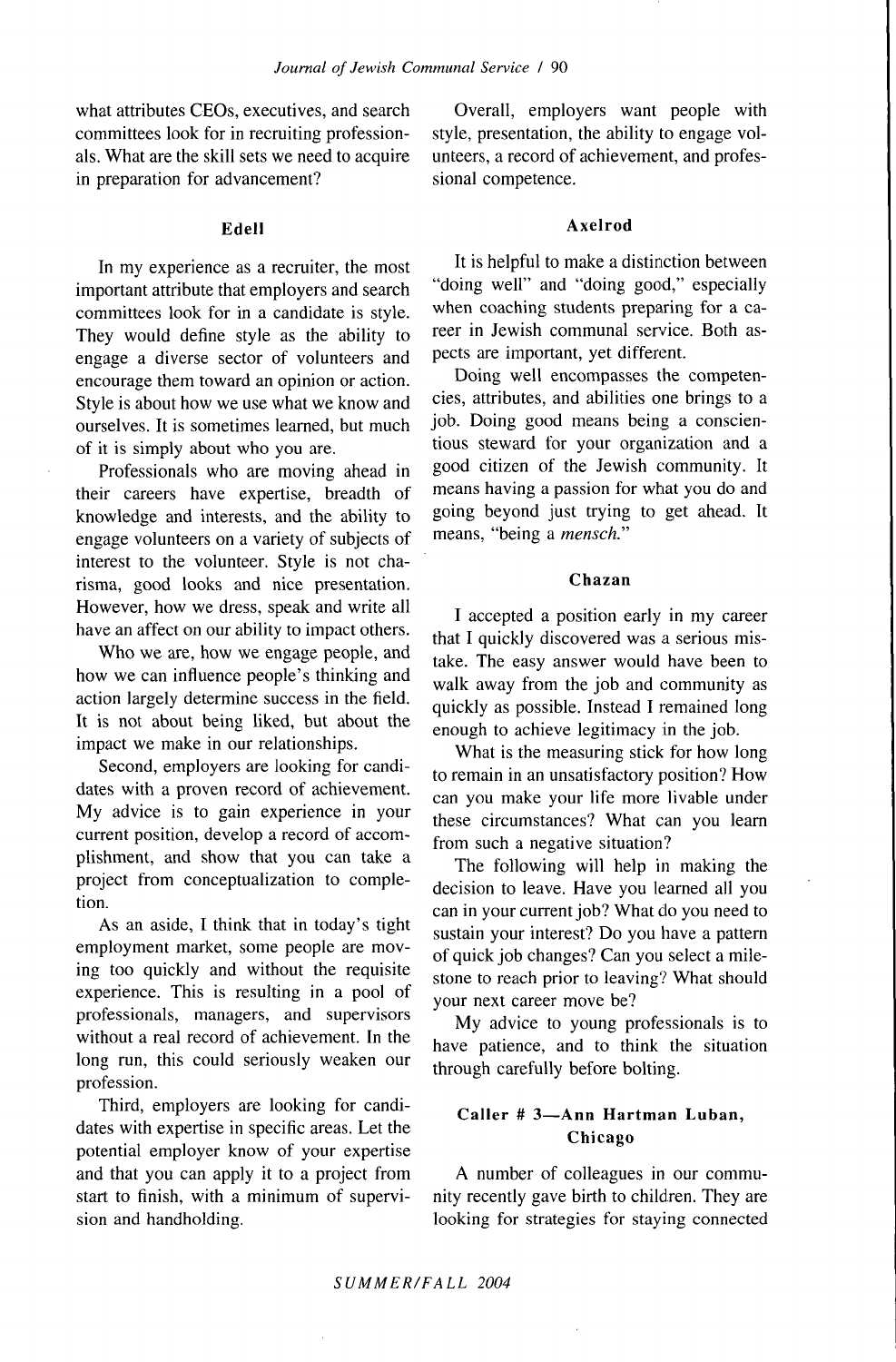what attributes CEOs, executives, and search committees look for in recruiting professionals. What are the skill sets we need to acquire in preparation for advancement?

### Edell

In my experience as a recruiter, the most important attribute that employers and search committees look for in a candidate is style. They would define style as the ability to engage a diverse sector of volunteers and encourage them toward an opinion or action. Style is about how we use what we know and ourselves. It is sometimes learned, but much of it is simply about who you are.

Professionals who are moving ahead in their careers have expertise, breadth of knowledge and interests, and the ability to engage volunteers on a variety of subjects of interest to the volunteer. Style is not charisma, good looks and nice presentation. However, how we dress, speak and write all have an affect on our ability to impact others.

Who we are, how we engage people, and how we can influence people's thinking and action largely determine success in the field. It is not about being liked, but about the impact we make in our relationships.

Second, employers are looking for candidates with a proven record of achievement. My advice is to gain experience in your current position, develop a record of accomplishment, and show that you can take a project from conceptualization to completion.

As an aside, I think that in today's tight employment market, some people are moving too quickly and without the requisite experience. This is resulting in a pool of professionals, managers, and supervisors without a real record of achievement. In the long run, this could seriously weaken our profession.

Third, employers are looking for candidates with expertise in specific areas. Let the potential employer know of your expertise and that you can apply it to a project from start to finish, with a minimum of supervision and handholding.

Overall, employers want people with style, presentation, the ability to engage volunteers, a record of achievement, and professional competence.

### Axelrod

It is helpful to make a distinction between "doing well" and "doing good," especially when coaching students preparing for a career in Jewish communal service. Both aspects are important, yet different.

Doing well encompasses the competencies, attributes, and abilities one brings to a job. Doing good means being a conscientious steward for your organization and a good citizen of the Jewish community. It means having a passion for what you do and going beyond just trying to get ahead. It means, "being a *mensch.*"

### Chazan

I accepted a position early in my career that I quickly discovered was a serious mistake. The easy answer would have been to walk away from the job and community as quickly as possible. Instead I remained long enough to achieve legitimacy in the job.

What is the measuring stick for how long to remain in an unsatisfactory position? How can you make your life more livable under these circumstances? What can you learn from such a negative situation?

The following will help in making the decision to leave. Have you learned all you can in your current job? What do you need to sustain your interest? Do you have a pattern of quick job changes? Can you select a milestone to reach prior to leaving? What should your next career move be?

My advice to young professionals is to have patience, and to think the situation through carefully before bolting.

### Caller # 3—Ann Hartman Luban, Chicago

A number of colleagues in our community recently gave birth to children. They are looking for strategies for staying connected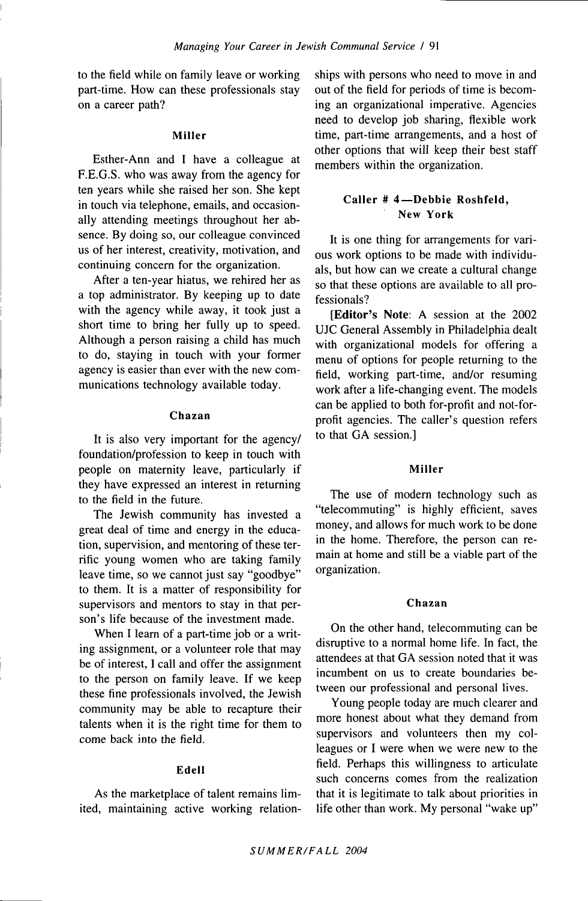to the field while on family leave or working part-time. How can these professionals stay on a career path?

#### Miller

Esther-Ann and I have a colleague at F.E.G.S. who was away from the agency for ten years while she raised her son. She kept in touch via telephone, emails, and occasionally attending meetings throughout her absence. By doing so, our colleague convinced us of her interest, creativity, motivation, and continuing concern for the organization.

After a ten-year hiatus, we rehired her as a top administrator. By keeping up to date with the agency while away, it took just a short time to bring her fully up to speed. Although a person raising a child has much to do, staying in touch with your former agency is easier than ever with the new communications technology available today.

#### Chazan

It is also very important for the agency/foundation/profession to keep in touch with people on maternity leave, particularly if they have expressed an interest in returning to the field in the future.

The Jewish community has invested a great deal of time and energy in the education, supervision, and mentoring of these terrific young women who are taking family leave time, so we cannot just say "goodbye" to them. It is a matter of responsibility for supervisors and mentors to stay in that person's life because of the investment made.

When I learn of a part-time job or a writing assignment, or a volunteer role that may be of interest, I call and offer the assignment to the person on family leave. If we keep these fine professionals involved, the Jewish community may be able to recapture their talents when it is the right time for them to come back into the field.

#### Edell

As the marketplace of talent remains limited, maintaining active working relationships with persons who need to move in and out of the field for periods of time is becoming an organizational imperative. Agencies need to develop job sharing, flexible work time, part-time arrangements, and a host of other options that will keep their best staff members within the organization.

#### Caller # 4—Debbie Roshfeld, New York

It is one thing for arrangements for various work options to be made with individuals, but how can we create a cultural change so that these options are available to all professionals?

[**Editor's Note**: A session at the 2002 UJC General Assembly in Philadelphia dealt with organizational models for offering a menu of options for people returning to the field, working part-time, and/or resuming work after a life-changing event. The models can be applied to both for-profit and not-for-profit agencies. The caller's question refers to that GA session.]

#### Miller

The use of modern technology such as "telecommuting" is highly efficient, saves money, and allows for much work to be done in the home. Therefore, the person can remain at home and still be a viable part of the organization.

#### Chazan

On the other hand, telecommuting can be disruptive to a normal home life. In fact, the attendees at that GA session noted that it was incumbent on us to create boundaries between our professional and personal lives.

Young people today are much clearer and more honest about what they demand from supervisors and volunteers then my colleagues or I were when we were new to the field. Perhaps this willingness to articulate such concerns comes from the realization that it is legitimate to talk about priorities in life other than work. My personal "wake up"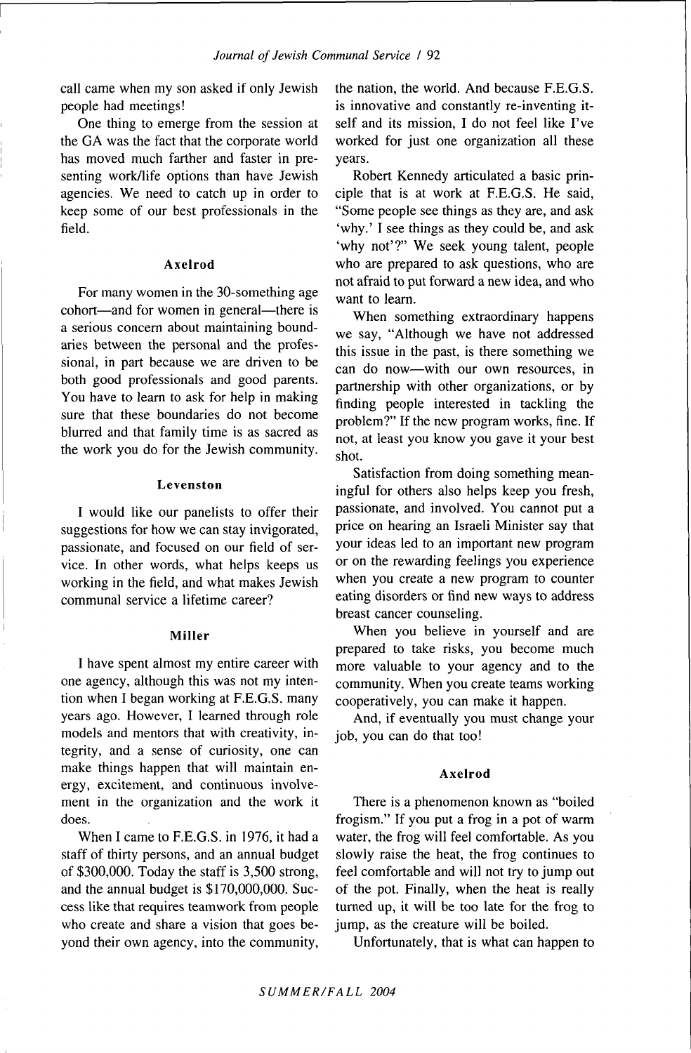call came when my son asked if only Jewish people had meetings!

One thing to emerge from the session at the GA was the fact that the corporate world has moved much farther and faster in presenting work/life options than have Jewish agencies. We need to catch up in order to keep some of our best professionals in the field.

#### Axelrod

For many women in the 30-something age cohort—and for women in general—there is a serious concern about maintaining boundaries between the personal and the professional, in part because we are driven to be both good professionals and good parents. You have to learn to ask for help in making sure that these boundaries do not become blurred and that family time is as sacred as the work you do for the Jewish community.

#### Levenston

I would like our panelists to offer their suggestions for how we can stay invigorated, passionate, and focused on our field of service. In other words, what helps keeps us working in the field, and what makes Jewish communal service a lifetime career?

#### Miller

I have spent almost my entire career with one agency, although this was not my intention when I began working at F.E.G.S. many years ago. However, I learned through role models and mentors that with creativity, integrity, and a sense of curiosity, one can make things happen that will maintain energy, excitement, and continuous involvement in the organization and the work it does.

When I came to F.E.G.S. in 1976, it had a staff of thirty persons, and an annual budget of $300,000. Today the staff is 3,500 strong, and the annual budget is $170,000,000. Success like that requires teamwork from people who create and share a vision that goes beyond their own agency, into the community, the nation, the world. And because F.E.G.S. is innovative and constantly re-inventing itself and its mission, I do not feel like I've worked for just one organization all these years.

Robert Kennedy articulated a basic principle that is at work at F.E.G.S. He said, "Some people see things as they are, and ask 'why.' I see things as they could be, and ask 'why not'?" We seek young talent, people who are prepared to ask questions, who are not afraid to put forward a new idea, and who want to learn.

When something extraordinary happens we say, "Although we have not addressed this issue in the past, is there something we can do now—with our own resources, in partnership with other organizations, or by finding people interested in tackling the problem?" If the new program works, fine. If not, at least you know you gave it your best shot.

Satisfaction from doing something meaningful for others also helps keep you fresh, passionate, and involved. You cannot put a price on hearing an Israeli Minister say that your ideas led to an important new program or on the rewarding feelings you experience when you create a new program to counter eating disorders or find new ways to address breast cancer counseling.

When you believe in yourself and are prepared to take risks, you become much more valuable to your agency and to the community. When you create teams working cooperatively, you can make it happen.

And, if eventually you must change your job, you can do that too!

#### Axelrod

There is a phenomenon known as "boiled frogism." If you put a frog in a pot of warm water, the frog will feel comfortable. As you slowly raise the heat, the frog continues to feel comfortable and will not try to jump out of the pot. Finally, when the heat is really turned up, it will be too late for the frog to jump, as the creature will be boiled.

Unfortunately, that is what can happen to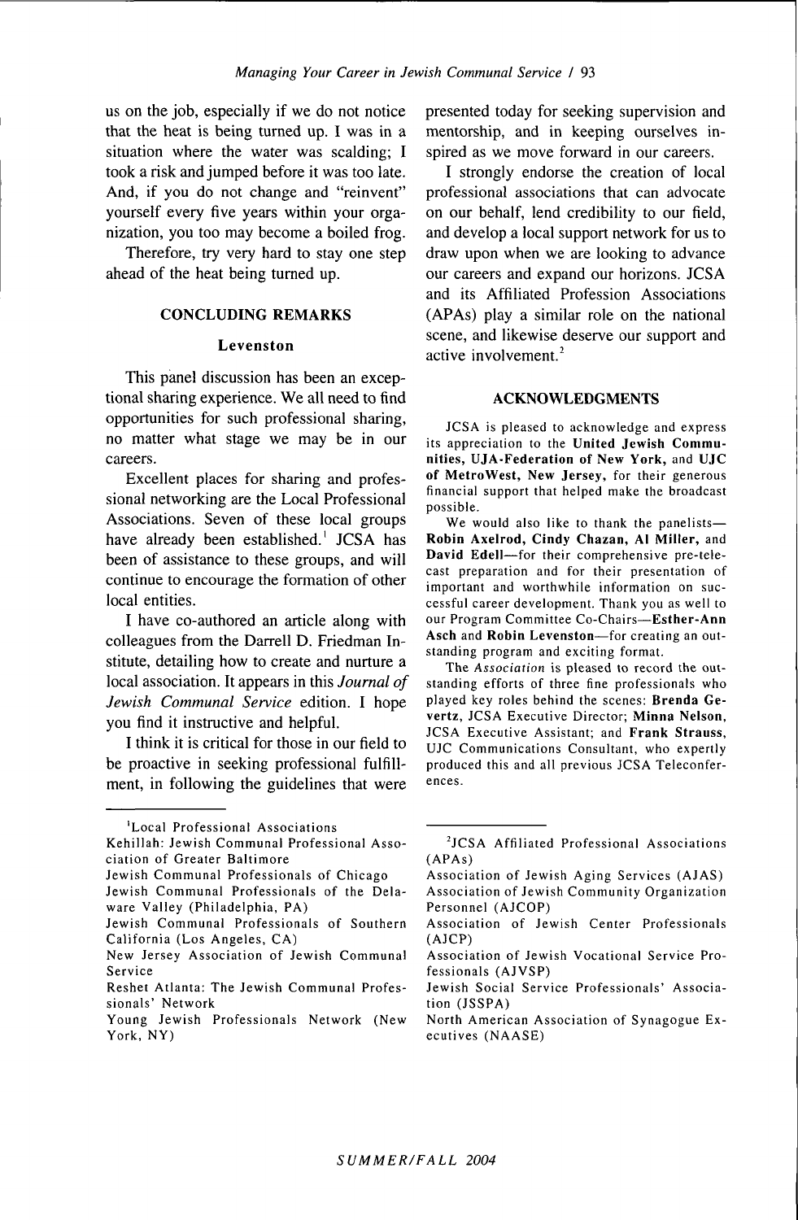us on the job, especially if we do not notice that the heat is being turned up. I was in a situation where the water was scalding; I took a risk and jumped before it was too late. And, if you do not change and "reinvent" yourself every five years within your organization, you too may become a boiled frog.

Therefore, try very hard to stay one step ahead of the heat being turned up.

## CONCLUDING REMARKS

### Levenston

This panel discussion has been an exceptional sharing experience. We all need to find opportunities for such professional sharing, no matter what stage we may be in our careers.

Excellent places for sharing and professional networking are the Local Professional Associations. Seven of these local groups have already been established.[1] JCSA has been of assistance to these groups, and will continue to encourage the formation of other local entities.

I have co-authored an article along with colleagues from the Darrell D. Friedman Institute, detailing how to create and nurture a local association. It appears in this *Journal of Jewish Communal Service* edition. I hope you find it instructive and helpful.

I think it is critical for those in our field to be proactive in seeking professional fulfillment, in following the guidelines that were presented today for seeking supervision and mentorship, and in keeping ourselves inspired as we move forward in our careers.

I strongly endorse the creation of local professional associations that can advocate on our behalf, lend credibility to our field, and develop a local support network for us to draw upon when we are looking to advance our careers and expand our horizons. JCSA and its Affiliated Profession Associations (APAs) play a similar role on the national scene, and likewise deserve our support and active involvement.[2]

## ACKNOWLEDGMENTS

JCSA is pleased to acknowledge and express its appreciation to the **United Jewish Communities, UJA-Federation of New York,** and **UJC of MetroWest, New Jersey,** for their generous financial support that helped make the broadcast possible.

We would also like to thank the panelists—**Robin Axelrod, Cindy Chazan, Al Miller,** and **David Edell**—for their comprehensive pre-telecast preparation and for their presentation of important and worthwhile information on successful career development. Thank you as well to our Program Committee Co-Chairs—**Esther-Ann Asch** and **Robin Levenston**—for creating an outstanding program and exciting format.

The *Association* is pleased to record the outstanding efforts of three fine professionals who played key roles behind the scenes: **Brenda Gevertz,** JCSA Executive Director; **Minna Nelson,** JCSA Executive Assistant; and **Frank Strauss,** UJC Communications Consultant, who expertly produced this and all previous JCSA Teleconferences.

---

[1] Local Professional Associations

Kehillah: Jewish Communal Professional Association of Greater Baltimore

Jewish Communal Professionals of Chicago

Jewish Communal Professionals of the Delaware Valley (Philadelphia, PA)

Jewish Communal Professionals of Southern California (Los Angeles, CA)

New Jersey Association of Jewish Communal Service

Reshet Atlanta: The Jewish Communal Professionals' Network

Young Jewish Professionals Network (New York, NY)

[2] JCSA Affiliated Professional Associations (APAs)

Association of Jewish Aging Services (AJAS)

Association of Jewish Community Organization Personnel (AJCOP)

Association of Jewish Center Professionals (AJCP)

Association of Jewish Vocational Service Professionals (AJVSP)

Jewish Social Service Professionals' Association (JSSPA)

North American Association of Synagogue Executives (NAASE)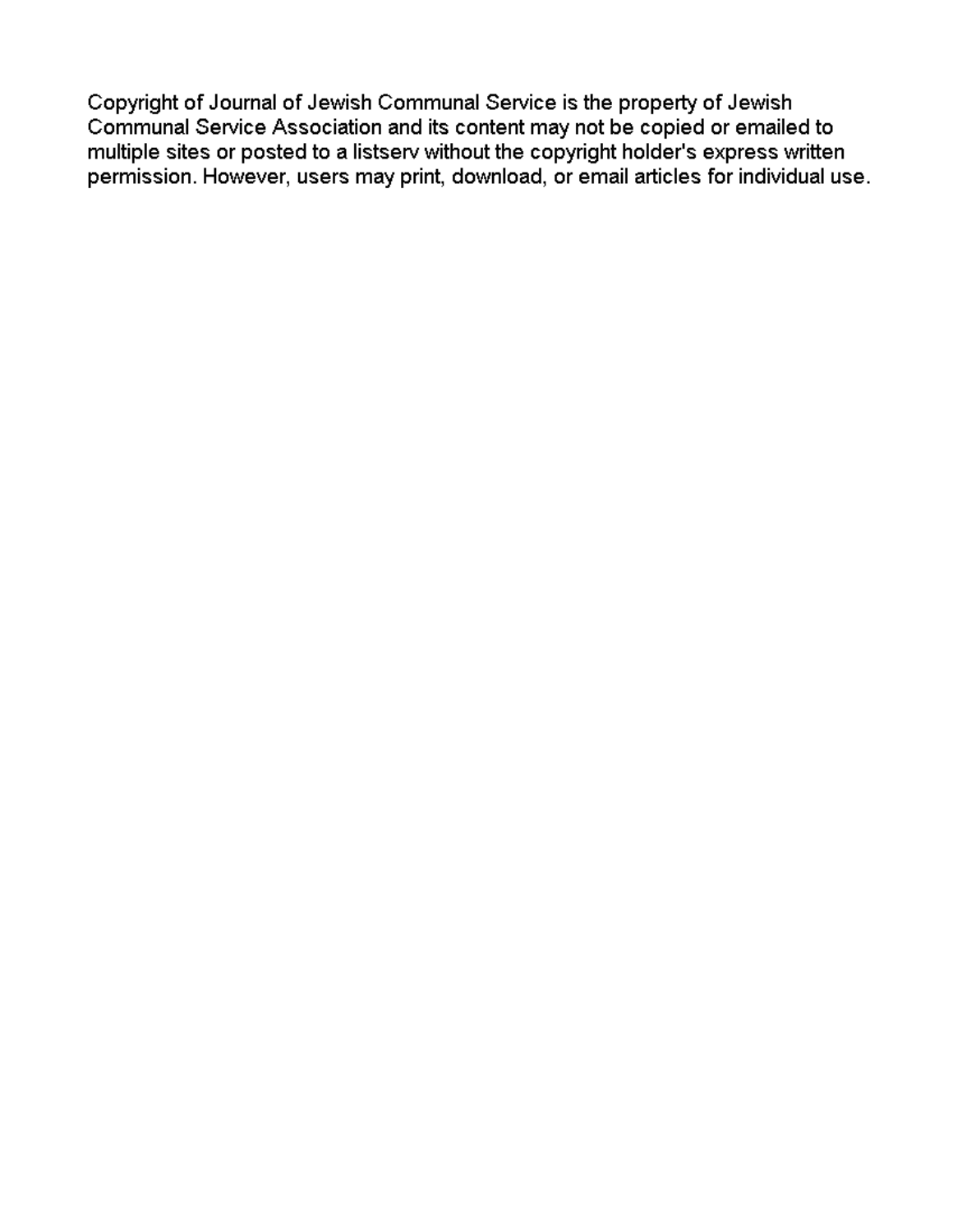Copyright of Journal of Jewish Communal Service is the property of Jewish Communal Service Association and its content may not be copied or emailed to multiple sites or posted to a listserv without the copyright holder's express written permission. However, users may print, download, or email articles for individual use.